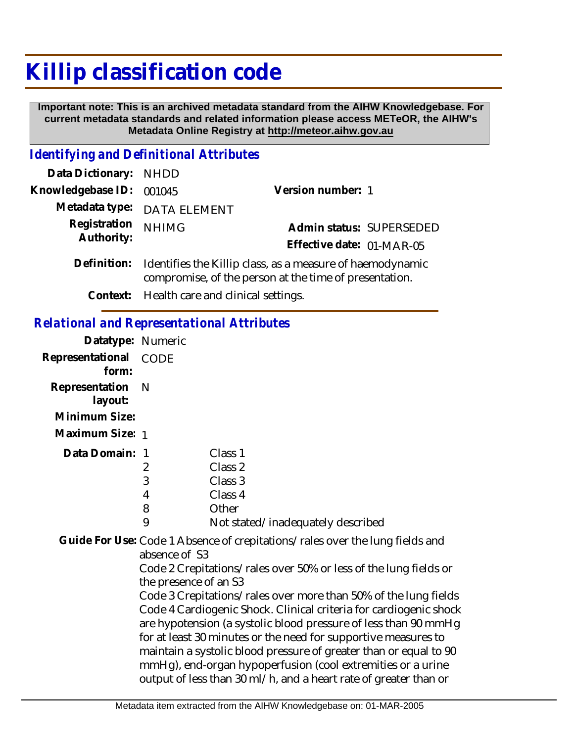# Killip classification code

**Important note: This is an archived metadata standard from the AIHW Knowledgebase. For current metadata standards and related information please access METeOR, the AIHW's Metadata Online Registry at http://meteor.aihw.gov.au**

## *Identifying and Definitional Attributes*

**Data Dictionary:** NHDD

**Knowledgebase ID:** 001045 **Version number:** 1

**Metadata type:** DATA ELEMENT

**Registration Authority:** NHIMG **Admin status:** SUPERSEDED

**Effective date:** 01-MAR-05

**Definition:** Identifies the Killip class, as a measure of haemodynamic compromise, of the person at the time of presentation.

**Context:** Health care and clinical settings.

## *Relational and Representational Attributes*

**Datatype:** Numeric

**Representational form:** CODE

**Representation layout:** N

**Minimum Size:**

**Maximum Size:** 1

**Data Domain:**

| | |
|---|---|
| 1 | Class 1 |
| 2 | Class 2 |
| 3 | Class 3 |
| 4 | Class 4 |
| 8 | Other |
| 9 | Not stated/inadequately described |

**Guide For Use:** Code 1 Absence of crepitations/rales over the lung fields and absence of S3

Code 2 Crepitations/rales over 50% or less of the lung fields or the presence of an S3

Code 3 Crepitations/rales over more than 50% of the lung fields

Code 4 Cardiogenic Shock. Clinical criteria for cardiogenic shock are hypotension (a systolic blood pressure of less than 90 mmHg for at least 30 minutes or the need for supportive measures to maintain a systolic blood pressure of greater than or equal to 90 mmHg), end-organ hypoperfusion (cool extremities or a urine output of less than 30 ml/h, and a heart rate of greater than or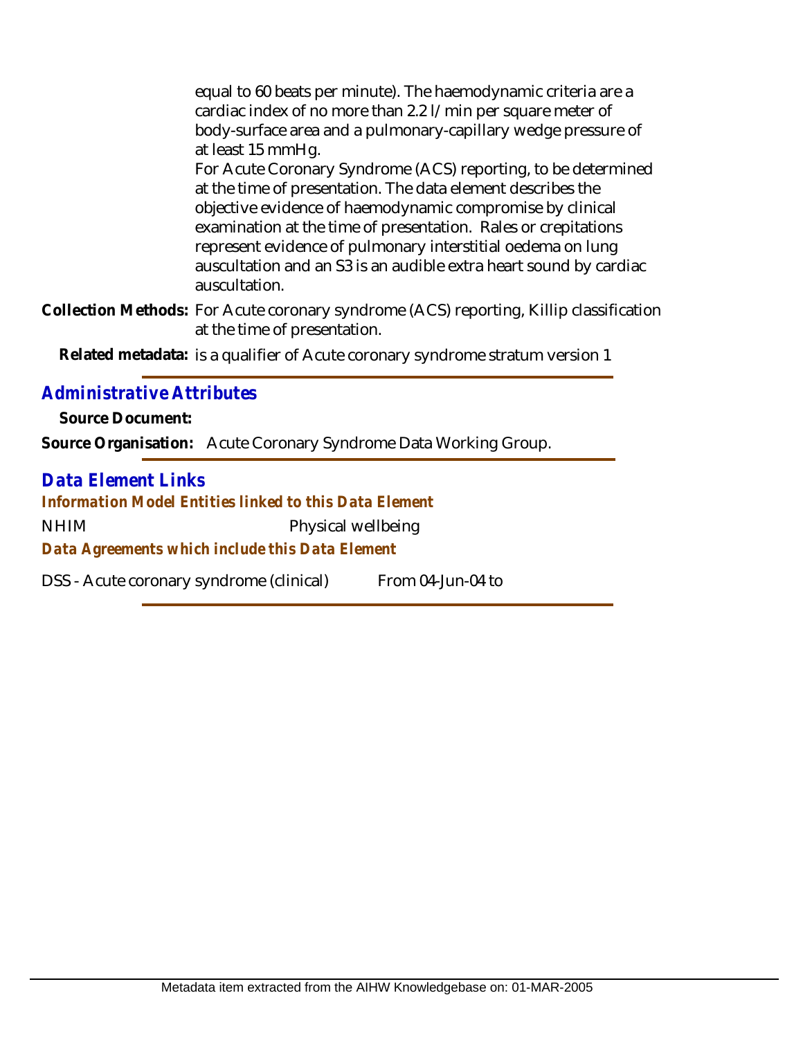equal to 60 beats per minute). The haemodynamic criteria are a cardiac index of no more than 2.2 l/min per square meter of body-surface area and a pulmonary-capillary wedge pressure of at least 15 mmHg.

For Acute Coronary Syndrome (ACS) reporting, to be determined at the time of presentation. The data element describes the objective evidence of haemodynamic compromise by clinical examination at the time of presentation. Rales or crepitations represent evidence of pulmonary interstitial oedema on lung auscultation and an S3 is an audible extra heart sound by cardiac auscultation.

**Collection Methods:** For Acute coronary syndrome (ACS) reporting, Killip classification at the time of presentation.

**Related metadata:** is a qualifier of Acute coronary syndrome stratum version 1

## Administrative Attributes

**Source Document:**

**Source Organisation:** Acute Coronary Syndrome Data Working Group.

## Data Element Links

### Information Model Entities linked to this Data Element

NHIM    Physical wellbeing

### Data Agreements which include this Data Element

DSS - Acute coronary syndrome (clinical)    From 04-Jun-04 to